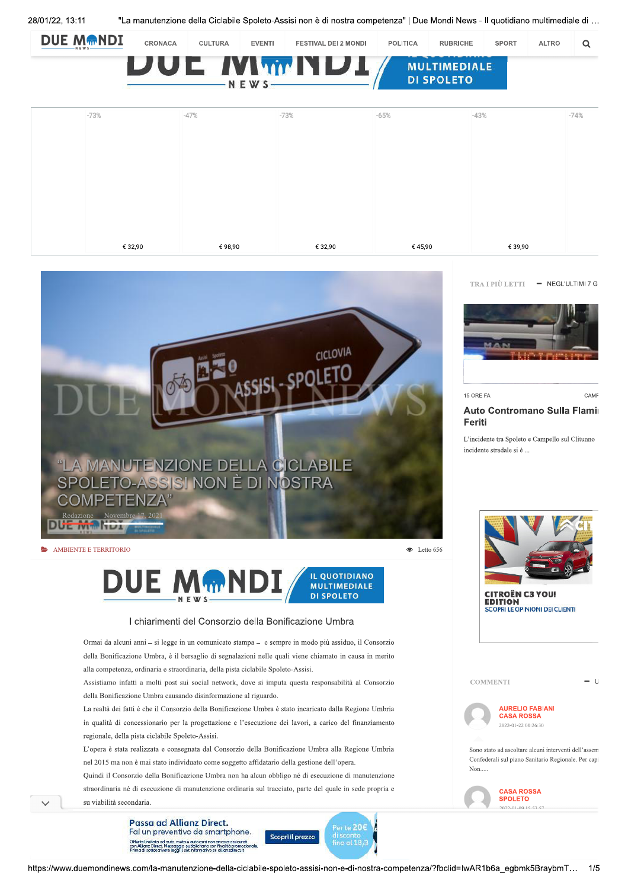# "La manutenzione della ciclabile Spoleto-Assisi non è di nostra competenza"

Redazione Novembre 17, 2021

AMBIENTE E TERRITORIO

Letto 656

I chiarimenti del Consorzio della Bonificazione Umbra

Ormai da alcuni anni – si legge in un comunicato stampa – e sempre in modo più assiduo, il Consorzio della Bonificazione Umbra, è il bersaglio di segnalazioni nelle quali viene chiamato in causa in merito alla competenza, ordinaria e straordinaria, della pista ciclabile Spoleto-Assisi.

Assistiamo infatti a molti post sui social network, dove si imputa questa responsabilità al Consorzio della Bonificazione Umbra causando disinformazione al riguardo.

La realtà dei fatti è che il Consorzio della Bonificazione Umbra è stato incaricato dalla Regione Umbria in qualità di concessionario per la progettazione e l'esecuzione dei lavori, a carico del finanziamento regionale, della pista ciclabile Spoleto-Assisi.

L'opera è stata realizzata e consegnata dal Consorzio della Bonificazione Umbra alla Regione Umbria nel 2015 ma non è mai stato individuato come soggetto affidatario della gestione dell'opera.

Quindi il Consorzio della Bonificazione Umbra non ha alcun obbligo né di esecuzione di manutenzione straordinaria né di esecuzione di manutenzione ordinaria sul tracciato, parte del quale in sede propria e su viabilità secondaria.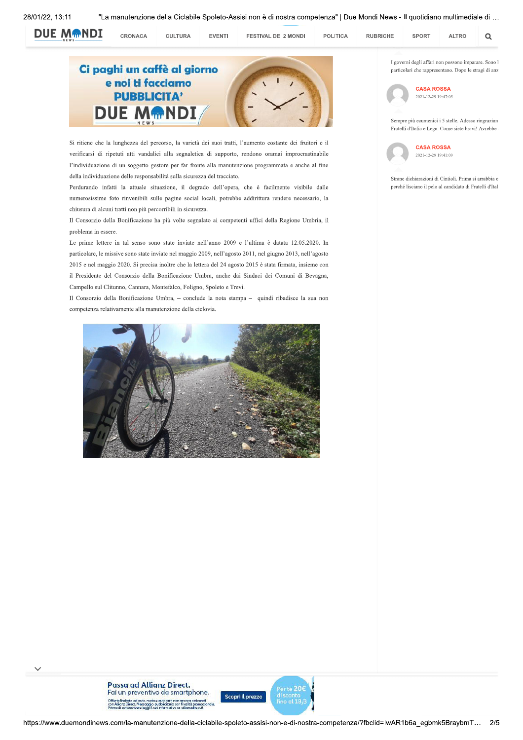Si ritiene che la lunghezza del percorso, la varietà dei suoi tratti, l'aumento costante dei fruitori e il verificarsi di ripetuti atti vandalici alla segnaletica di supporto, rendono oramai improcrastinabile l'individuazione di un soggetto gestore per far fronte alla manutenzione programmata e anche al fine della individuazione delle responsabilità sulla sicurezza del tracciato.

Perdurando infatti la attuale situazione, il degrado dell'opera, che è facilmente visibile dalle numerosissime foto rinvenibili sulle pagine social locali, potrebbe addirittura rendere necessario, la chiusura di alcuni tratti non più percorribili in sicurezza.

Il Consorzio della Bonificazione ha più volte segnalato ai competenti uffici della Regione Umbria, il problema in essere.

Le prime lettere in tal senso sono state inviate nell'anno 2009 e l'ultima è datata 12.05.2020. In particolare, le missive sono state inviate nel maggio 2009, nell'agosto 2011, nel giugno 2013, nell'agosto 2015 e nel maggio 2020. Si precisa inoltre che la lettera del 24 agosto 2015 è stata firmata, insieme con il Presidente del Consorzio della Bonificazione Umbra, anche dai Sindaci dei Comuni di Bevagna, Campello sul Clitunno, Cannara, Montefalco, Foligno, Spoleto e Trevi.

Il Consorzio della Bonificazione Umbra, – conclude la nota stampa – quindi ribadisce la sua non competenza relativamente alla manutenzione della ciclovia.

I governi degli affari non possono imparare. Sono l particolari che rappresentano. Dopo le stragi di anz

**CASA ROSSA**
2021-12-29 19:47:05

Sempre più ecumenici i 5 stelle. Adesso ringrazian Fratelli d'Italia e Lega. Come siete bravi! Avrebbe

**CASA ROSSA**
2021-12-29 19:41:09

Strane dichiarazioni di Cintioli. Prima si arrabbia c perché lisciano il pelo al candidato di Fratelli d'Ital